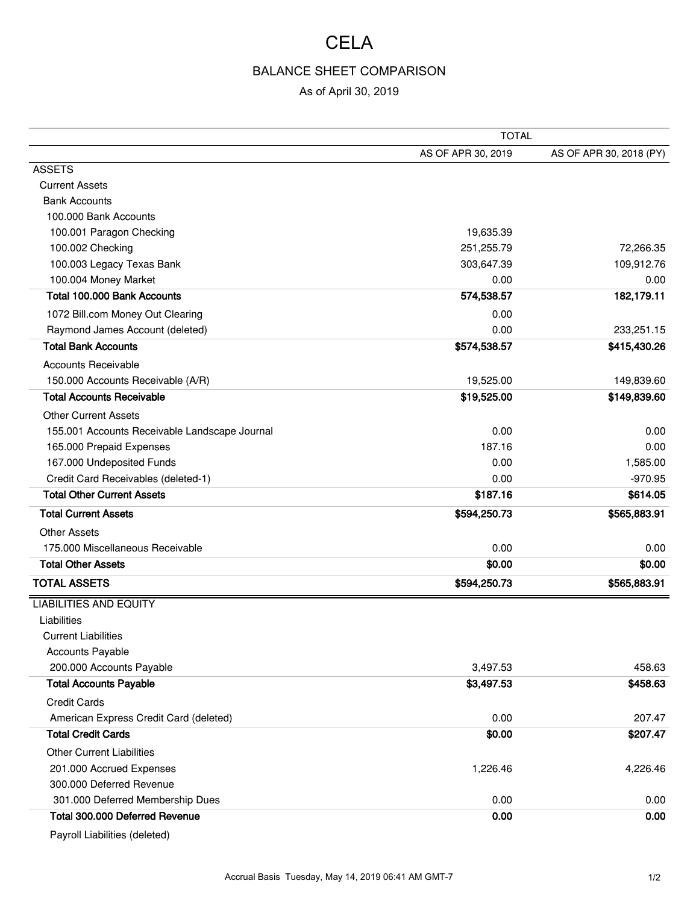# CELA

## BALANCE SHEET COMPARISON

As of April 30, 2019

| | TOTAL | |
|---|---|---|
| | AS OF APR 30, 2019 | AS OF APR 30, 2018 (PY) |
| ASSETS | | |
| Current Assets | | |
| Bank Accounts | | |
| 100.000 Bank Accounts | | |
| 100.001 Paragon Checking | 19,635.39 | |
| 100.002 Checking | 251,255.79 | 72,266.35 |
| 100.003 Legacy Texas Bank | 303,647.39 | 109,912.76 |
| 100.004 Money Market | 0.00 | 0.00 |
| **Total 100.000 Bank Accounts** | **574,538.57** | **182,179.11** |
| 1072 Bill.com Money Out Clearing | 0.00 | |
| Raymond James Account (deleted) | 0.00 | 233,251.15 |
| **Total Bank Accounts** | **$574,538.57** | **$415,430.26** |
| Accounts Receivable | | |
| 150.000 Accounts Receivable (A/R) | 19,525.00 | 149,839.60 |
| **Total Accounts Receivable** | **$19,525.00** | **$149,839.60** |
| Other Current Assets | | |
| 155.001 Accounts Receivable Landscape Journal | 0.00 | 0.00 |
| 165.000 Prepaid Expenses | 187.16 | 0.00 |
| 167.000 Undeposited Funds | 0.00 | 1,585.00 |
| Credit Card Receivables (deleted-1) | 0.00 | -970.95 |
| **Total Other Current Assets** | **$187.16** | **$614.05** |
| **Total Current Assets** | **$594,250.73** | **$565,883.91** |
| Other Assets | | |
| 175.000 Miscellaneous Receivable | 0.00 | 0.00 |
| **Total Other Assets** | **$0.00** | **$0.00** |
| **TOTAL ASSETS** | **$594,250.73** | **$565,883.91** |
| LIABILITIES AND EQUITY | | |
| Liabilities | | |
| Current Liabilities | | |
| Accounts Payable | | |
| 200.000 Accounts Payable | 3,497.53 | 458.63 |
| **Total Accounts Payable** | **$3,497.53** | **$458.63** |
| Credit Cards | | |
| American Express Credit Card (deleted) | 0.00 | 207.47 |
| **Total Credit Cards** | **$0.00** | **$207.47** |
| Other Current Liabilities | | |
| 201.000 Accrued Expenses | 1,226.46 | 4,226.46 |
| 300.000 Deferred Revenue | | |
| 301.000 Deferred Membership Dues | 0.00 | 0.00 |
| **Total 300.000 Deferred Revenue** | **0.00** | **0.00** |
| Payroll Liabilities (deleted) | | |

Accrual Basis Tuesday, May 14, 2019 06:41 AM GMT-7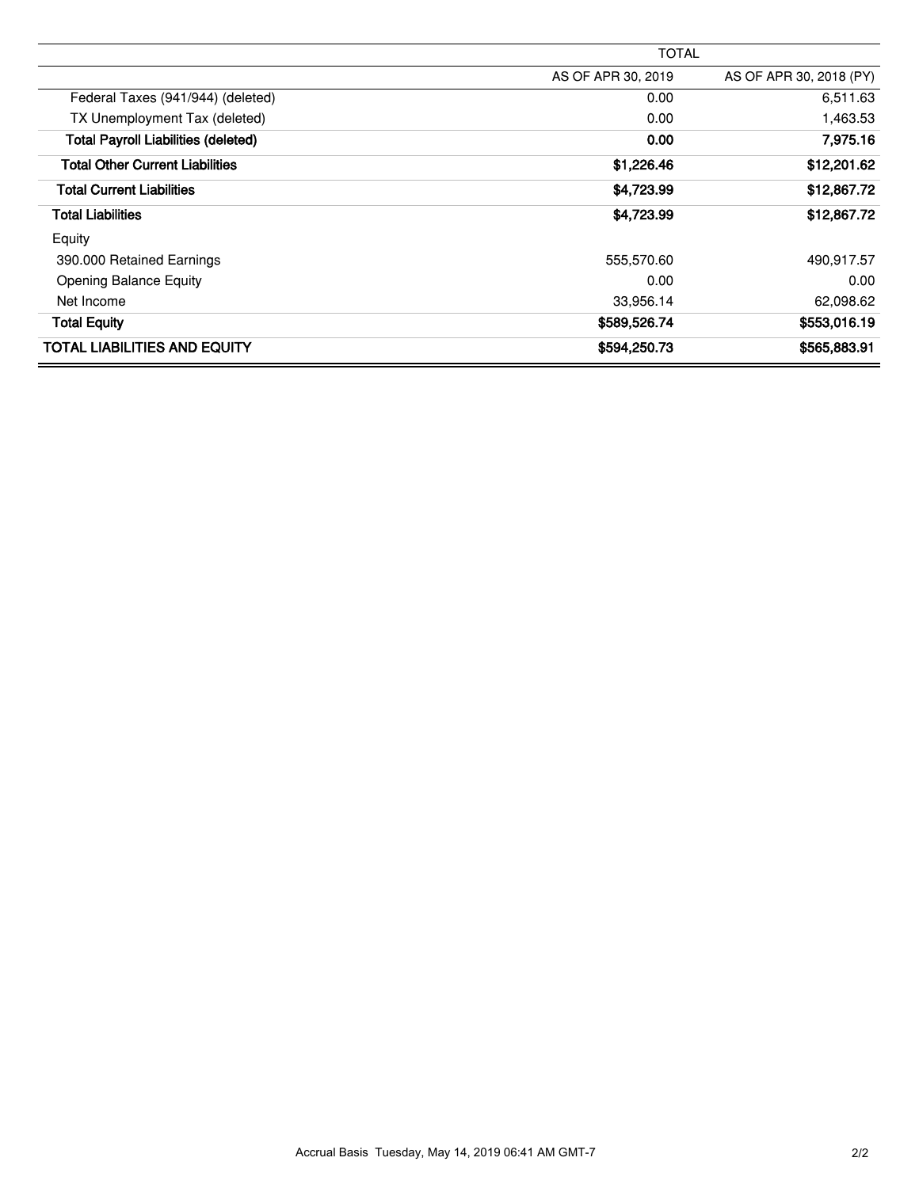| | TOTAL | |
|---|---|---|
| | AS OF APR 30, 2019 | AS OF APR 30, 2018 (PY) |
| Federal Taxes (941/944) (deleted) | 0.00 | 6,511.63 |
| TX Unemployment Tax (deleted) | 0.00 | 1,463.53 |
| **Total Payroll Liabilities (deleted)** | **0.00** | **7,975.16** |
| **Total Other Current Liabilities** | **$1,226.46** | **$12,201.62** |
| **Total Current Liabilities** | **$4,723.99** | **$12,867.72** |
| **Total Liabilities** | **$4,723.99** | **$12,867.72** |
| Equity | | |
| 390.000 Retained Earnings | 555,570.60 | 490,917.57 |
| Opening Balance Equity | 0.00 | 0.00 |
| Net Income | 33,956.14 | 62,098.62 |
| **Total Equity** | **$589,526.74** | **$553,016.19** |
| **TOTAL LIABILITIES AND EQUITY** | **$594,250.73** | **$565,883.91** |

Accrual Basis Tuesday, May 14, 2019 06:41 AM GMT-7